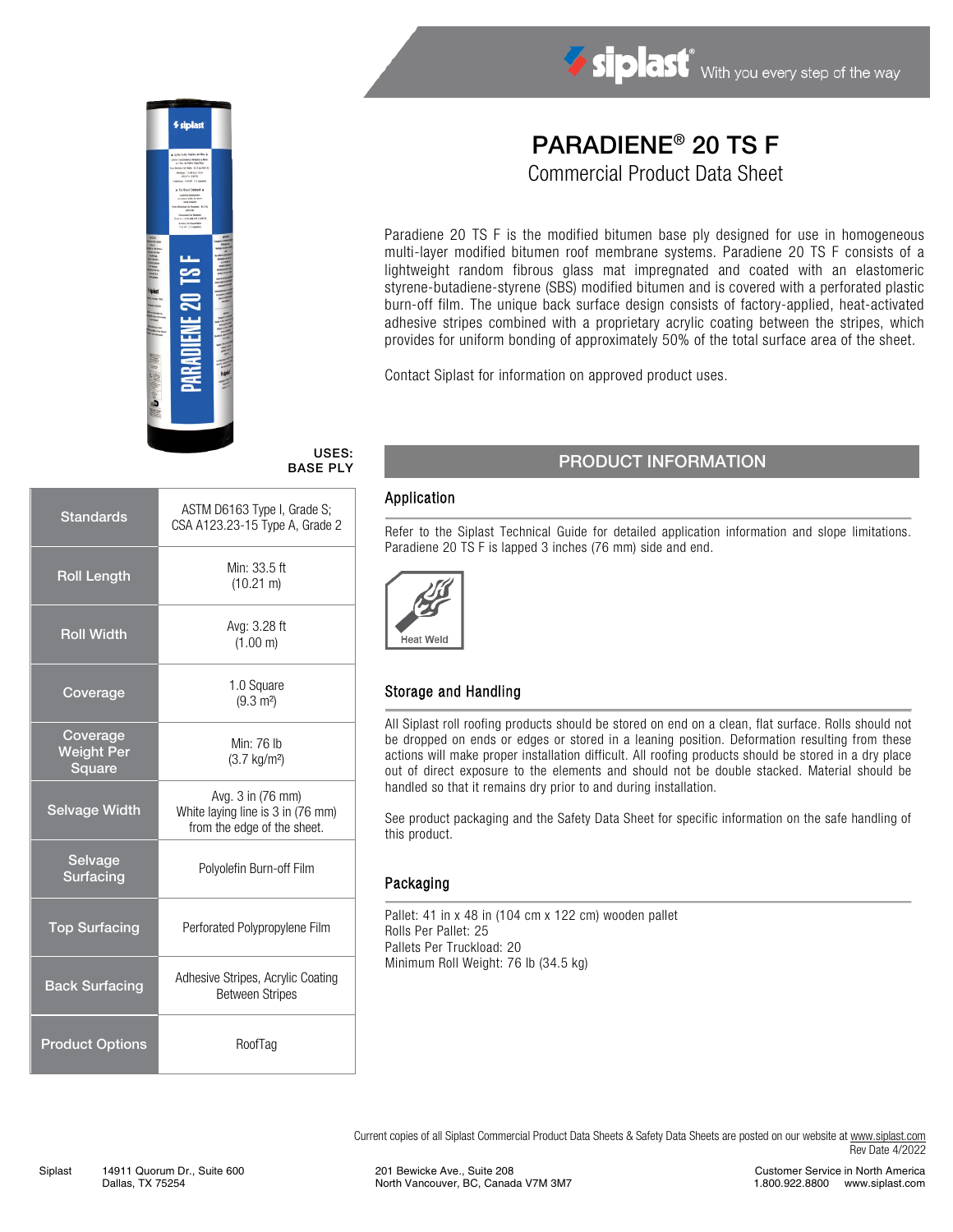# PARADIENE® 20 TS F

## Commercial Product Data Sheet

Paradiene 20 TS F is the modified bitumen base ply designed for use in homogeneous multi-layer modified bitumen roof membrane systems. Paradiene 20 TS F consists of a lightweight random fibrous glass mat impregnated and coated with an elastomeric styrene-butadiene-styrene (SBS) modified bitumen and is covered with a perforated plastic burn-off film. The unique back surface design consists of factory-applied, heat-activated adhesive stripes combined with a proprietary acrylic coating between the stripes, which provides for uniform bonding of approximately 50% of the total surface area of the sheet.

Contact Siplast for information on approved product uses.

**USES: BASE PLY**

| | |
|---|---|
| Standards | ASTM D6163 Type I, Grade S; CSA A123.23-15 Type A, Grade 2 |
| Roll Length | Min: 33.5 ft (10.21 m) |
| Roll Width | Avg: 3.28 ft (1.00 m) |
| Coverage | 1.0 Square (9.3 m²) |
| Coverage Weight Per Square | Min: 76 lb (3.7 kg/m²) |
| Selvage Width | Avg. 3 in (76 mm) White laying line is 3 in (76 mm) from the edge of the sheet. |
| Selvage Surfacing | Polyolefin Burn-off Film |
| Top Surfacing | Perforated Polypropylene Film |
| Back Surfacing | Adhesive Stripes, Acrylic Coating Between Stripes |
| Product Options | RoofTag |

## PRODUCT INFORMATION

### Application

Refer to the Siplast Technical Guide for detailed application information and slope limitations. Paradiene 20 TS F is lapped 3 inches (76 mm) side and end.

Heat Weld

### Storage and Handling

All Siplast roll roofing products should be stored on end on a clean, flat surface. Rolls should not be dropped on ends or edges or stored in a leaning position. Deformation resulting from these actions will make proper installation difficult. All roofing products should be stored in a dry place out of direct exposure to the elements and should not be double stacked. Material should be handled so that it remains dry prior to and during installation.

See product packaging and the Safety Data Sheet for specific information on the safe handling of this product.

### Packaging

Pallet: 41 in x 48 in (104 cm x 122 cm) wooden pallet
Rolls Per Pallet: 25
Pallets Per Truckload: 20
Minimum Roll Weight: 76 lb (34.5 kg)

Current copies of all Siplast Commercial Product Data Sheets & Safety Data Sheets are posted on our website at www.siplast.com
Rev Date 4/2022

Siplast 14911 Quorum Dr., Suite 600 Dallas, TX 75254 | 201 Bewicke Ave., Suite 208 North Vancouver, BC, Canada V7M 3M7 | Customer Service in North America 1.800.922.8800 www.siplast.com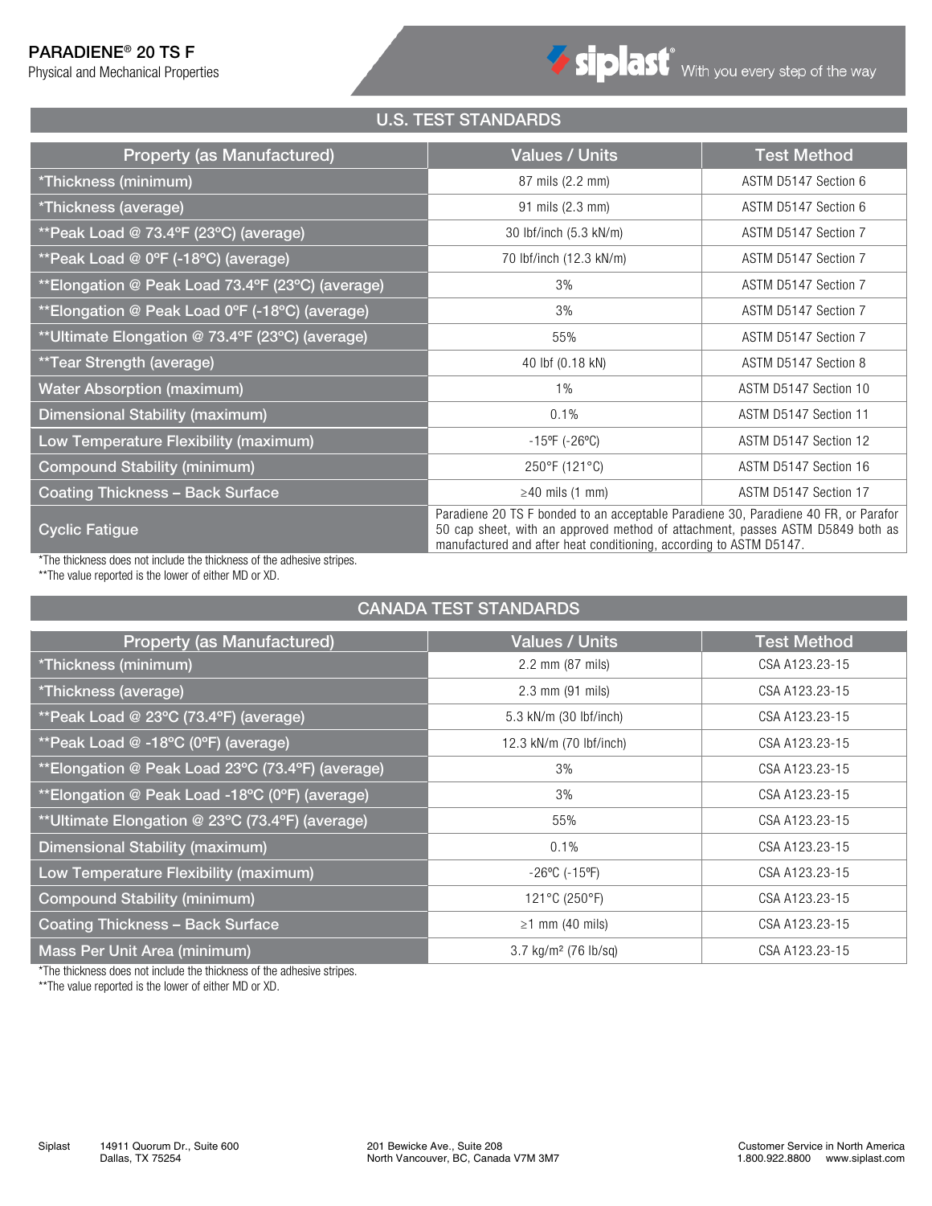# PARADIENE® 20 TS F

Physical and Mechanical Properties

## U.S. TEST STANDARDS

| Property (as Manufactured) | Values / Units | Test Method |
| --- | --- | --- |
| *Thickness (minimum) | 87 mils (2.2 mm) | ASTM D5147 Section 6 |
| *Thickness (average) | 91 mils (2.3 mm) | ASTM D5147 Section 6 |
| **Peak Load @ 73.4ºF (23ºC) (average) | 30 lbf/inch (5.3 kN/m) | ASTM D5147 Section 7 |
| **Peak Load @ 0ºF (-18ºC) (average) | 70 lbf/inch (12.3 kN/m) | ASTM D5147 Section 7 |
| **Elongation @ Peak Load 73.4ºF (23ºC) (average) | 3% | ASTM D5147 Section 7 |
| **Elongation @ Peak Load 0ºF (-18ºC) (average) | 3% | ASTM D5147 Section 7 |
| **Ultimate Elongation @ 73.4ºF (23ºC) (average) | 55% | ASTM D5147 Section 7 |
| **Tear Strength (average) | 40 lbf (0.18 kN) | ASTM D5147 Section 8 |
| Water Absorption (maximum) | 1% | ASTM D5147 Section 10 |
| Dimensional Stability (maximum) | 0.1% | ASTM D5147 Section 11 |
| Low Temperature Flexibility (maximum) | -15ºF (-26ºC) | ASTM D5147 Section 12 |
| Compound Stability (minimum) | 250°F (121°C) | ASTM D5147 Section 16 |
| Coating Thickness – Back Surface | ≥40 mils (1 mm) | ASTM D5147 Section 17 |
| Cyclic Fatigue | Paradiene 20 TS F bonded to an acceptable Paradiene 30, Paradiene 40 FR, or Parafor 50 cap sheet, with an approved method of attachment, passes ASTM D5849 both as manufactured and after heat conditioning, according to ASTM D5147. | |

*The thickness does not include the thickness of the adhesive stripes.

**The value reported is the lower of either MD or XD.

## CANADA TEST STANDARDS

| Property (as Manufactured) | Values / Units | Test Method |
| --- | --- | --- |
| *Thickness (minimum) | 2.2 mm (87 mils) | CSA A123.23-15 |
| *Thickness (average) | 2.3 mm (91 mils) | CSA A123.23-15 |
| **Peak Load @ 23ºC (73.4ºF) (average) | 5.3 kN/m (30 lbf/inch) | CSA A123.23-15 |
| **Peak Load @ -18ºC (0ºF) (average) | 12.3 kN/m (70 lbf/inch) | CSA A123.23-15 |
| **Elongation @ Peak Load 23ºC (73.4ºF) (average) | 3% | CSA A123.23-15 |
| **Elongation @ Peak Load -18ºC (0ºF) (average) | 3% | CSA A123.23-15 |
| **Ultimate Elongation @ 23ºC (73.4ºF) (average) | 55% | CSA A123.23-15 |
| Dimensional Stability (maximum) | 0.1% | CSA A123.23-15 |
| Low Temperature Flexibility (maximum) | -26ºC (-15ºF) | CSA A123.23-15 |
| Compound Stability (minimum) | 121°C (250°F) | CSA A123.23-15 |
| Coating Thickness – Back Surface | ≥1 mm (40 mils) | CSA A123.23-15 |
| Mass Per Unit Area (minimum) | 3.7 kg/m² (76 lb/sq) | CSA A123.23-15 |

*The thickness does not include the thickness of the adhesive stripes.

**The value reported is the lower of either MD or XD.

Siplast 14911 Quorum Dr., Suite 600 Dallas, TX 75254

201 Bewicke Ave., Suite 208 North Vancouver, BC, Canada V7M 3M7

Customer Service in North America 1.800.922.8800 www.siplast.com